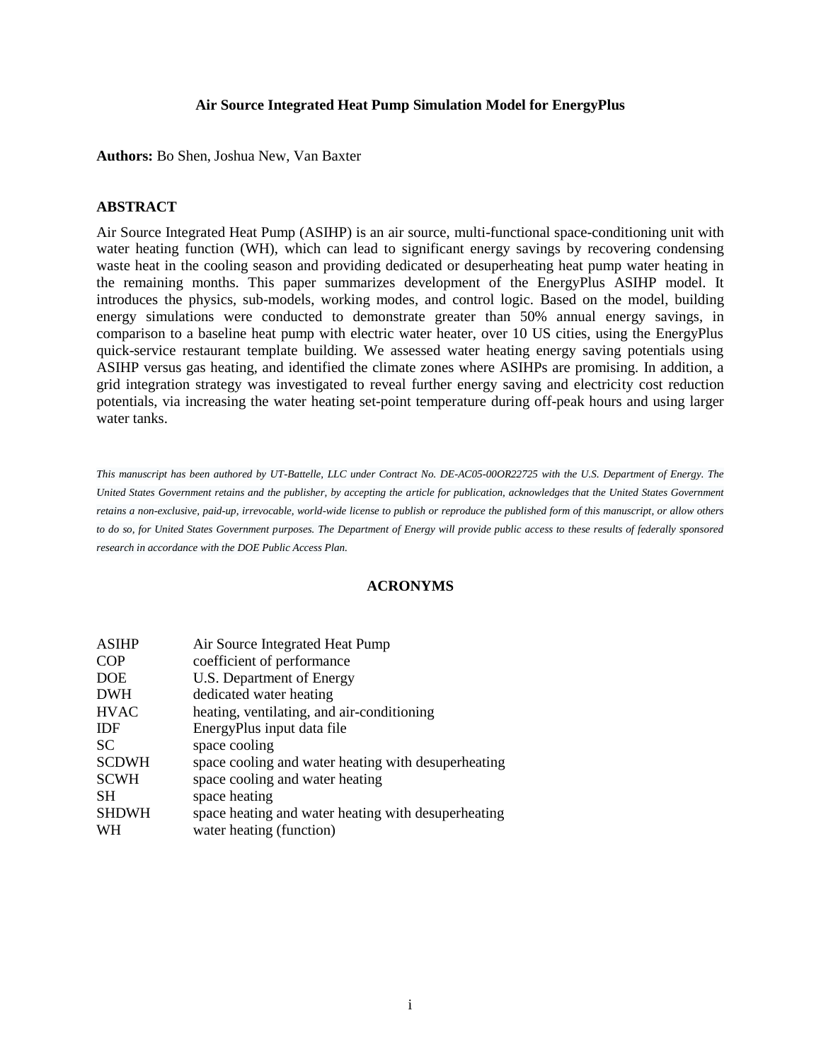# Air Source Integrated Heat Pump Simulation Model for EnergyPlus

**Authors:** Bo Shen, Joshua New, Van Baxter

## ABSTRACT

Air Source Integrated Heat Pump (ASIHP) is an air source, multi-functional space-conditioning unit with water heating function (WH), which can lead to significant energy savings by recovering condensing waste heat in the cooling season and providing dedicated or desuperheating heat pump water heating in the remaining months. This paper summarizes development of the EnergyPlus ASIHP model. It introduces the physics, sub-models, working modes, and control logic. Based on the model, building energy simulations were conducted to demonstrate greater than 50% annual energy savings, in comparison to a baseline heat pump with electric water heater, over 10 US cities, using the EnergyPlus quick-service restaurant template building. We assessed water heating energy saving potentials using ASIHP versus gas heating, and identified the climate zones where ASIHPs are promising. In addition, a grid integration strategy was investigated to reveal further energy saving and electricity cost reduction potentials, via increasing the water heating set-point temperature during off-peak hours and using larger water tanks.

*This manuscript has been authored by UT-Battelle, LLC under Contract No. DE-AC05-00OR22725 with the U.S. Department of Energy. The United States Government retains and the publisher, by accepting the article for publication, acknowledges that the United States Government retains a non-exclusive, paid-up, irrevocable, world-wide license to publish or reproduce the published form of this manuscript, or allow others to do so, for United States Government purposes. The Department of Energy will provide public access to these results of federally sponsored research in accordance with the DOE Public Access Plan.*

## ACRONYMS

| | |
|---|---|
| ASIHP | Air Source Integrated Heat Pump |
| COP | coefficient of performance |
| DOE | U.S. Department of Energy |
| DWH | dedicated water heating |
| HVAC | heating, ventilating, and air-conditioning |
| IDF | EnergyPlus input data file |
| SC | space cooling |
| SCDWH | space cooling and water heating with desuperheating |
| SCWH | space cooling and water heating |
| SH | space heating |
| SHDWH | space heating and water heating with desuperheating |
| WH | water heating (function) |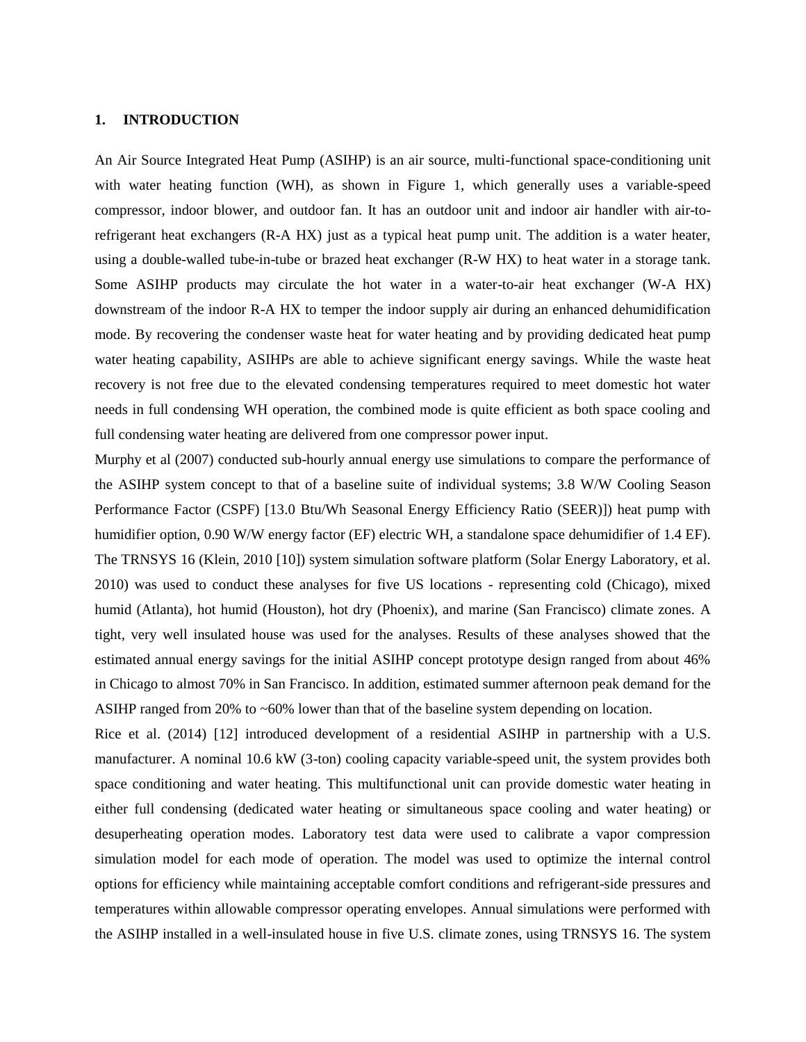## 1. INTRODUCTION

An Air Source Integrated Heat Pump (ASIHP) is an air source, multi-functional space-conditioning unit with water heating function (WH), as shown in Figure 1, which generally uses a variable-speed compressor, indoor blower, and outdoor fan. It has an outdoor unit and indoor air handler with air-to-refrigerant heat exchangers (R-A HX) just as a typical heat pump unit. The addition is a water heater, using a double-walled tube-in-tube or brazed heat exchanger (R-W HX) to heat water in a storage tank. Some ASIHP products may circulate the hot water in a water-to-air heat exchanger (W-A HX) downstream of the indoor R-A HX to temper the indoor supply air during an enhanced dehumidification mode. By recovering the condenser waste heat for water heating and by providing dedicated heat pump water heating capability, ASIHPs are able to achieve significant energy savings. While the waste heat recovery is not free due to the elevated condensing temperatures required to meet domestic hot water needs in full condensing WH operation, the combined mode is quite efficient as both space cooling and full condensing water heating are delivered from one compressor power input.

Murphy et al (2007) conducted sub-hourly annual energy use simulations to compare the performance of the ASIHP system concept to that of a baseline suite of individual systems; 3.8 W/W Cooling Season Performance Factor (CSPF) [13.0 Btu/Wh Seasonal Energy Efficiency Ratio (SEER)]) heat pump with humidifier option, 0.90 W/W energy factor (EF) electric WH, a standalone space dehumidifier of 1.4 EF). The TRNSYS 16 (Klein, 2010 [10]) system simulation software platform (Solar Energy Laboratory, et al. 2010) was used to conduct these analyses for five US locations - representing cold (Chicago), mixed humid (Atlanta), hot humid (Houston), hot dry (Phoenix), and marine (San Francisco) climate zones. A tight, very well insulated house was used for the analyses. Results of these analyses showed that the estimated annual energy savings for the initial ASIHP concept prototype design ranged from about 46% in Chicago to almost 70% in San Francisco. In addition, estimated summer afternoon peak demand for the ASIHP ranged from 20% to ~60% lower than that of the baseline system depending on location.

Rice et al. (2014) [12] introduced development of a residential ASIHP in partnership with a U.S. manufacturer. A nominal 10.6 kW (3-ton) cooling capacity variable-speed unit, the system provides both space conditioning and water heating. This multifunctional unit can provide domestic water heating in either full condensing (dedicated water heating or simultaneous space cooling and water heating) or desuperheating operation modes. Laboratory test data were used to calibrate a vapor compression simulation model for each mode of operation. The model was used to optimize the internal control options for efficiency while maintaining acceptable comfort conditions and refrigerant-side pressures and temperatures within allowable compressor operating envelopes. Annual simulations were performed with the ASIHP installed in a well-insulated house in five U.S. climate zones, using TRNSYS 16. The system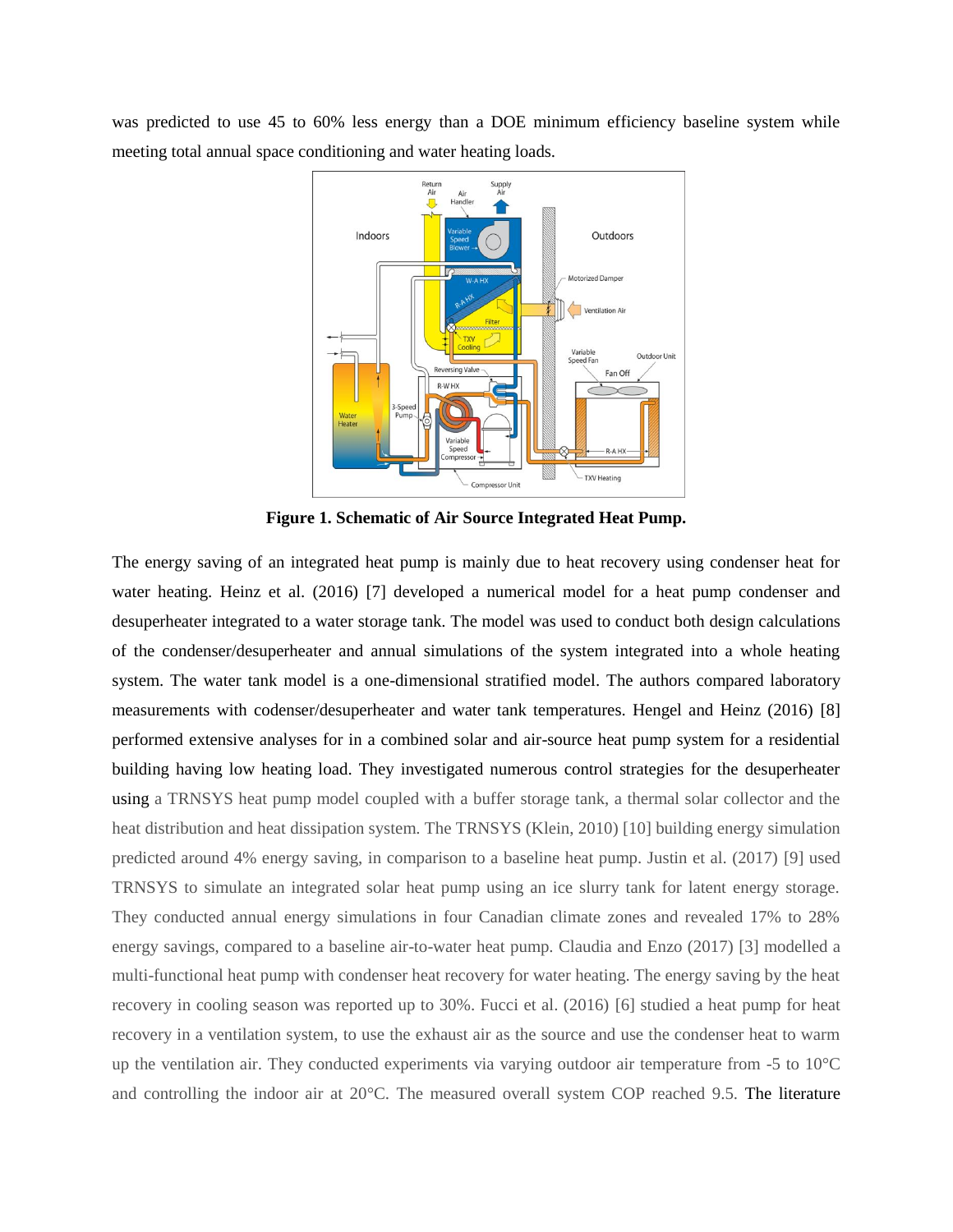was predicted to use 45 to 60% less energy than a DOE minimum efficiency baseline system while meeting total annual space conditioning and water heating loads.

**Figure 1. Schematic of Air Source Integrated Heat Pump.**

The energy saving of an integrated heat pump is mainly due to heat recovery using condenser heat for water heating. Heinz et al. (2016) [7] developed a numerical model for a heat pump condenser and desuperheater integrated to a water storage tank. The model was used to conduct both design calculations of the condenser/desuperheater and annual simulations of the system integrated into a whole heating system. The water tank model is a one-dimensional stratified model. The authors compared laboratory measurements with codenser/desuperheater and water tank temperatures. Hengel and Heinz (2016) [8] performed extensive analyses for in a combined solar and air-source heat pump system for a residential building having low heating load. They investigated numerous control strategies for the desuperheater using a TRNSYS heat pump model coupled with a buffer storage tank, a thermal solar collector and the heat distribution and heat dissipation system. The TRNSYS (Klein, 2010) [10] building energy simulation predicted around 4% energy saving, in comparison to a baseline heat pump. Justin et al. (2017) [9] used TRNSYS to simulate an integrated solar heat pump using an ice slurry tank for latent energy storage. They conducted annual energy simulations in four Canadian climate zones and revealed 17% to 28% energy savings, compared to a baseline air-to-water heat pump. Claudia and Enzo (2017) [3] modelled a multi-functional heat pump with condenser heat recovery for water heating. The energy saving by the heat recovery in cooling season was reported up to 30%. Fucci et al. (2016) [6] studied a heat pump for heat recovery in a ventilation system, to use the exhaust air as the source and use the condenser heat to warm up the ventilation air. They conducted experiments via varying outdoor air temperature from -5 to 10°C and controlling the indoor air at 20°C. The measured overall system COP reached 9.5. The literature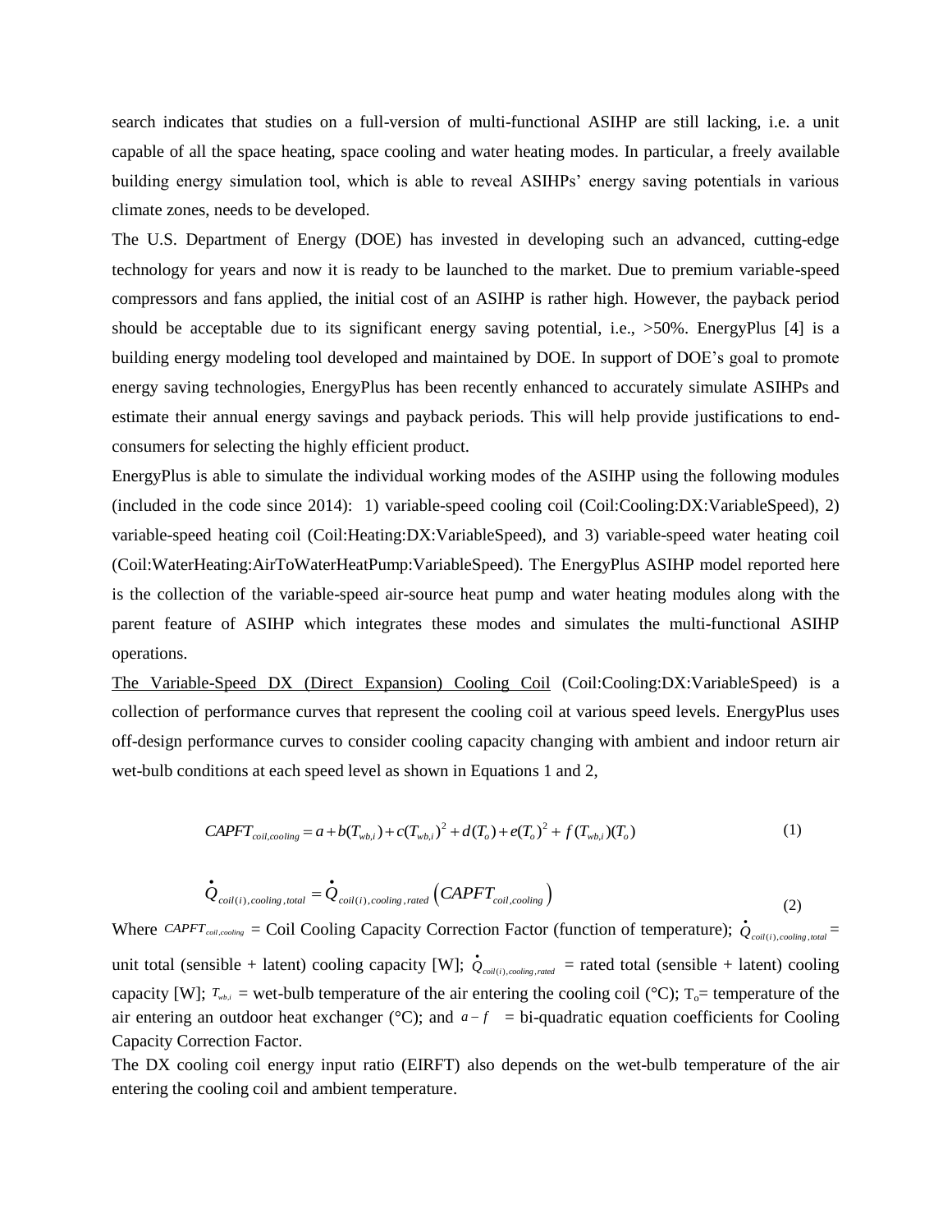search indicates that studies on a full-version of multi-functional ASIHP are still lacking, i.e. a unit capable of all the space heating, space cooling and water heating modes. In particular, a freely available building energy simulation tool, which is able to reveal ASIHPs' energy saving potentials in various climate zones, needs to be developed.

The U.S. Department of Energy (DOE) has invested in developing such an advanced, cutting-edge technology for years and now it is ready to be launched to the market. Due to premium variable-speed compressors and fans applied, the initial cost of an ASIHP is rather high. However, the payback period should be acceptable due to its significant energy saving potential, i.e., >50%. EnergyPlus [4] is a building energy modeling tool developed and maintained by DOE. In support of DOE's goal to promote energy saving technologies, EnergyPlus has been recently enhanced to accurately simulate ASIHPs and estimate their annual energy savings and payback periods. This will help provide justifications to end-consumers for selecting the highly efficient product.

EnergyPlus is able to simulate the individual working modes of the ASIHP using the following modules (included in the code since 2014): 1) variable-speed cooling coil (Coil:Cooling:DX:VariableSpeed), 2) variable-speed heating coil (Coil:Heating:DX:VariableSpeed), and 3) variable-speed water heating coil (Coil:WaterHeating:AirToWaterHeatPump:VariableSpeed). The EnergyPlus ASIHP model reported here is the collection of the variable-speed air-source heat pump and water heating modules along with the parent feature of ASIHP which integrates these modes and simulates the multi-functional ASIHP operations.

The Variable-Speed DX (Direct Expansion) Cooling Coil (Coil:Cooling:DX:VariableSpeed) is a collection of performance curves that represent the cooling coil at various speed levels. EnergyPlus uses off-design performance curves to consider cooling capacity changing with ambient and indoor return air wet-bulb conditions at each speed level as shown in Equations 1 and 2,

$$CAPFT_{coil,cooling} = a + b(T_{wb,i}) + c(T_{wb,i})^2 + d(T_o) + e(T_o)^2 + f(T_{wb,i})(T_o) \tag{1}$$

$$\dot{Q}_{coil(i),cooling,total} = \dot{Q}_{coil(i),cooling,rated}\left(CAPFT_{coil,cooling}\right) \tag{2}$$

Where $CAPFT_{coil,cooling}$ = Coil Cooling Capacity Correction Factor (function of temperature); $\dot{Q}_{coil(i),cooling,total}$ = unit total (sensible + latent) cooling capacity [W]; $\dot{Q}_{coil(i),cooling,rated}$ = rated total (sensible + latent) cooling capacity [W]; $T_{wb,i}$ = wet-bulb temperature of the air entering the cooling coil (°C); $T_o$= temperature of the air entering an outdoor heat exchanger (°C); and $a-f$ = bi-quadratic equation coefficients for Cooling Capacity Correction Factor.

The DX cooling coil energy input ratio (EIRFT) also depends on the wet-bulb temperature of the air entering the cooling coil and ambient temperature.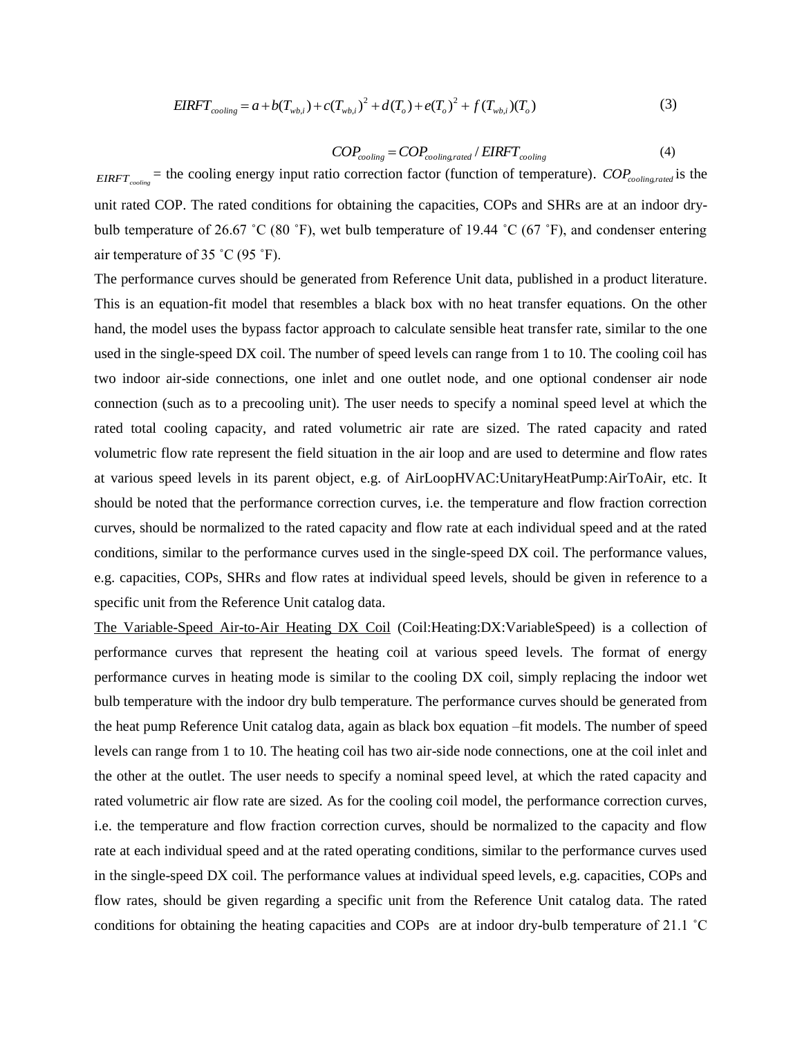$$EIRFT_{cooling} = a + b(T_{wb,i}) + c(T_{wb,i})^2 + d(T_o) + e(T_o)^2 + f(T_{wb,i})(T_o) \tag{3}$$

$$COP_{cooling} = COP_{cooling,rated} / EIRFT_{cooling} \tag{4}$$

$EIRFT_{cooling}$ = the cooling energy input ratio correction factor (function of temperature). $COP_{cooling,rated}$ is the unit rated COP. The rated conditions for obtaining the capacities, COPs and SHRs are at an indoor dry-bulb temperature of 26.67 ˚C (80 ˚F), wet bulb temperature of 19.44 ˚C (67 ˚F), and condenser entering air temperature of 35 ˚C (95 ˚F).

The performance curves should be generated from Reference Unit data, published in a product literature. This is an equation-fit model that resembles a black box with no heat transfer equations. On the other hand, the model uses the bypass factor approach to calculate sensible heat transfer rate, similar to the one used in the single-speed DX coil. The number of speed levels can range from 1 to 10. The cooling coil has two indoor air-side connections, one inlet and one outlet node, and one optional condenser air node connection (such as to a precooling unit). The user needs to specify a nominal speed level at which the rated total cooling capacity, and rated volumetric air rate are sized. The rated capacity and rated volumetric flow rate represent the field situation in the air loop and are used to determine and flow rates at various speed levels in its parent object, e.g. of AirLoopHVAC:UnitaryHeatPump:AirToAir, etc. It should be noted that the performance correction curves, i.e. the temperature and flow fraction correction curves, should be normalized to the rated capacity and flow rate at each individual speed and at the rated conditions, similar to the performance curves used in the single-speed DX coil. The performance values, e.g. capacities, COPs, SHRs and flow rates at individual speed levels, should be given in reference to a specific unit from the Reference Unit catalog data.

The Variable-Speed Air-to-Air Heating DX Coil (Coil:Heating:DX:VariableSpeed) is a collection of performance curves that represent the heating coil at various speed levels. The format of energy performance curves in heating mode is similar to the cooling DX coil, simply replacing the indoor wet bulb temperature with the indoor dry bulb temperature. The performance curves should be generated from the heat pump Reference Unit catalog data, again as black box equation –fit models. The number of speed levels can range from 1 to 10. The heating coil has two air-side node connections, one at the coil inlet and the other at the outlet. The user needs to specify a nominal speed level, at which the rated capacity and rated volumetric air flow rate are sized. As for the cooling coil model, the performance correction curves, i.e. the temperature and flow fraction correction curves, should be normalized to the capacity and flow rate at each individual speed and at the rated operating conditions, similar to the performance curves used in the single-speed DX coil. The performance values at individual speed levels, e.g. capacities, COPs and flow rates, should be given regarding a specific unit from the Reference Unit catalog data. The rated conditions for obtaining the heating capacities and COPs are at indoor dry-bulb temperature of 21.1 ˚C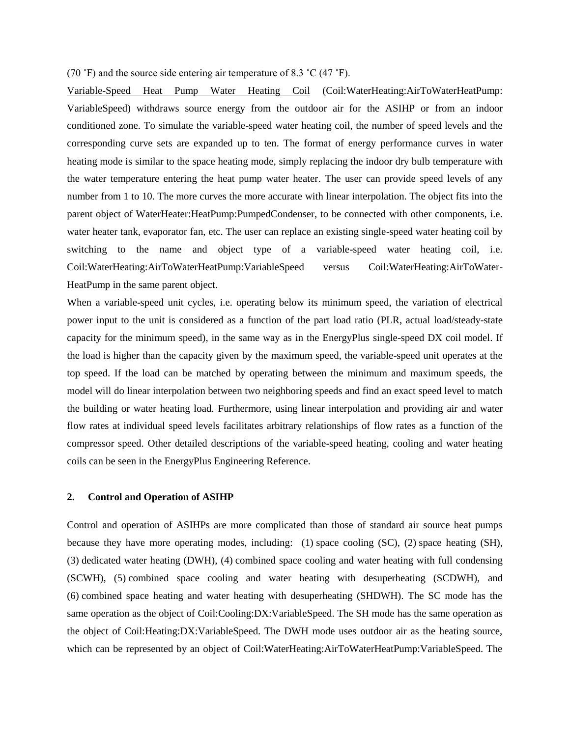(70 ˚F) and the source side entering air temperature of 8.3 ˚C (47 ˚F).

Variable-Speed Heat Pump Water Heating Coil (Coil:WaterHeating:AirToWaterHeatPump:VariableSpeed) withdraws source energy from the outdoor air for the ASIHP or from an indoor conditioned zone. To simulate the variable-speed water heating coil, the number of speed levels and the corresponding curve sets are expanded up to ten. The format of energy performance curves in water heating mode is similar to the space heating mode, simply replacing the indoor dry bulb temperature with the water temperature entering the heat pump water heater. The user can provide speed levels of any number from 1 to 10. The more curves the more accurate with linear interpolation. The object fits into the parent object of WaterHeater:HeatPump:PumpedCondenser, to be connected with other components, i.e. water heater tank, evaporator fan, etc. The user can replace an existing single-speed water heating coil by switching to the name and object type of a variable-speed water heating coil, i.e. Coil:WaterHeating:AirToWaterHeatPump:VariableSpeed versus Coil:WaterHeating:AirToWater-HeatPump in the same parent object.

When a variable-speed unit cycles, i.e. operating below its minimum speed, the variation of electrical power input to the unit is considered as a function of the part load ratio (PLR, actual load/steady-state capacity for the minimum speed), in the same way as in the EnergyPlus single-speed DX coil model. If the load is higher than the capacity given by the maximum speed, the variable-speed unit operates at the top speed. If the load can be matched by operating between the minimum and maximum speeds, the model will do linear interpolation between two neighboring speeds and find an exact speed level to match the building or water heating load. Furthermore, using linear interpolation and providing air and water flow rates at individual speed levels facilitates arbitrary relationships of flow rates as a function of the compressor speed. Other detailed descriptions of the variable-speed heating, cooling and water heating coils can be seen in the EnergyPlus Engineering Reference.

## 2. Control and Operation of ASIHP

Control and operation of ASIHPs are more complicated than those of standard air source heat pumps because they have more operating modes, including: (1) space cooling (SC), (2) space heating (SH), (3) dedicated water heating (DWH), (4) combined space cooling and water heating with full condensing (SCWH), (5) combined space cooling and water heating with desuperheating (SCDWH), and (6) combined space heating and water heating with desuperheating (SHDWH). The SC mode has the same operation as the object of Coil:Cooling:DX:VariableSpeed. The SH mode has the same operation as the object of Coil:Heating:DX:VariableSpeed. The DWH mode uses outdoor air as the heating source, which can be represented by an object of Coil:WaterHeating:AirToWaterHeatPump:VariableSpeed. The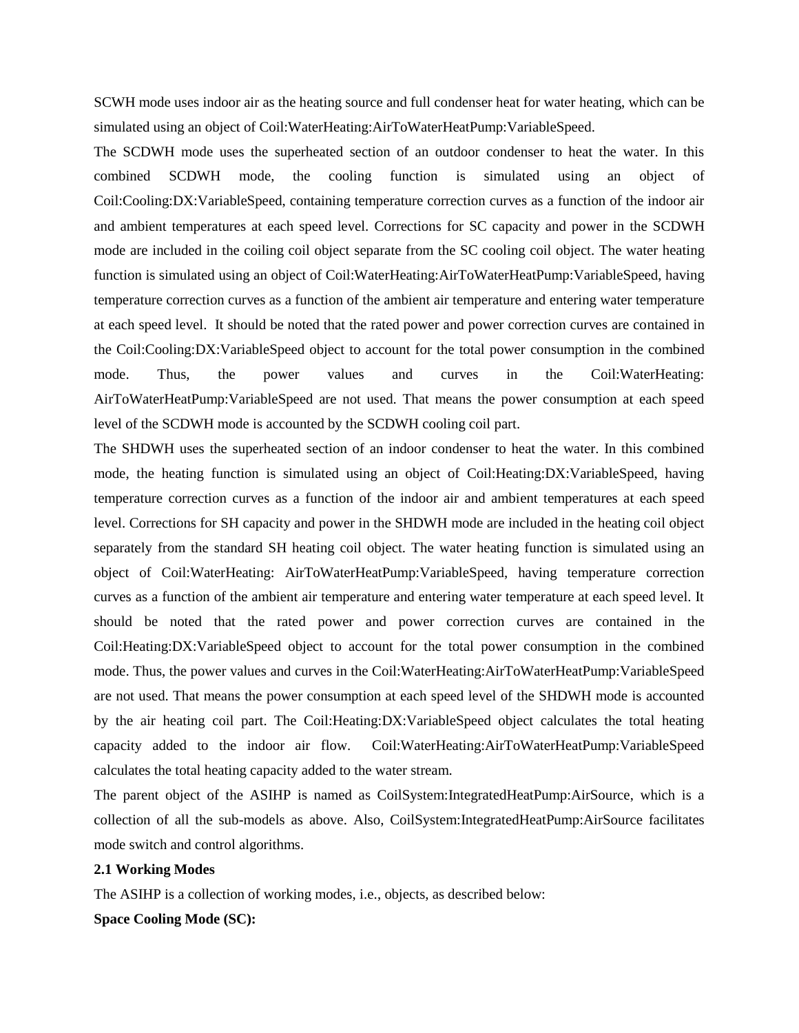SCWH mode uses indoor air as the heating source and full condenser heat for water heating, which can be simulated using an object of Coil:WaterHeating:AirToWaterHeatPump:VariableSpeed.

The SCDWH mode uses the superheated section of an outdoor condenser to heat the water. In this combined SCDWH mode, the cooling function is simulated using an object of Coil:Cooling:DX:VariableSpeed, containing temperature correction curves as a function of the indoor air and ambient temperatures at each speed level. Corrections for SC capacity and power in the SCDWH mode are included in the coiling coil object separate from the SC cooling coil object. The water heating function is simulated using an object of Coil:WaterHeating:AirToWaterHeatPump:VariableSpeed, having temperature correction curves as a function of the ambient air temperature and entering water temperature at each speed level. It should be noted that the rated power and power correction curves are contained in the Coil:Cooling:DX:VariableSpeed object to account for the total power consumption in the combined mode. Thus, the power values and curves in the Coil:WaterHeating: AirToWaterHeatPump:VariableSpeed are not used. That means the power consumption at each speed level of the SCDWH mode is accounted by the SCDWH cooling coil part.

The SHDWH uses the superheated section of an indoor condenser to heat the water. In this combined mode, the heating function is simulated using an object of Coil:Heating:DX:VariableSpeed, having temperature correction curves as a function of the indoor air and ambient temperatures at each speed level. Corrections for SH capacity and power in the SHDWH mode are included in the heating coil object separately from the standard SH heating coil object. The water heating function is simulated using an object of Coil:WaterHeating: AirToWaterHeatPump:VariableSpeed, having temperature correction curves as a function of the ambient air temperature and entering water temperature at each speed level. It should be noted that the rated power and power correction curves are contained in the Coil:Heating:DX:VariableSpeed object to account for the total power consumption in the combined mode. Thus, the power values and curves in the Coil:WaterHeating:AirToWaterHeatPump:VariableSpeed are not used. That means the power consumption at each speed level of the SHDWH mode is accounted by the air heating coil part. The Coil:Heating:DX:VariableSpeed object calculates the total heating capacity added to the indoor air flow. Coil:WaterHeating:AirToWaterHeatPump:VariableSpeed calculates the total heating capacity added to the water stream.

The parent object of the ASIHP is named as CoilSystem:IntegratedHeatPump:AirSource, which is a collection of all the sub-models as above. Also, CoilSystem:IntegratedHeatPump:AirSource facilitates mode switch and control algorithms.

## 2.1 Working Modes

The ASIHP is a collection of working modes, i.e., objects, as described below:

**Space Cooling Mode (SC):**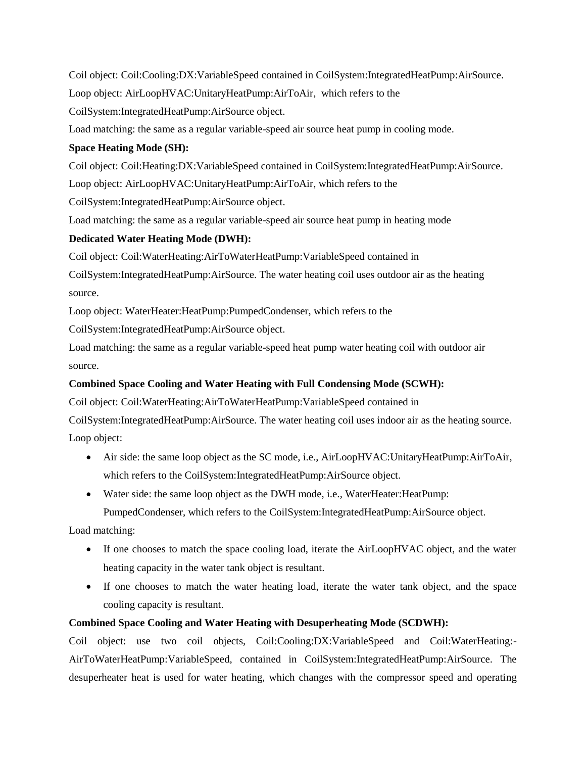Coil object: Coil:Cooling:DX:VariableSpeed contained in CoilSystem:IntegratedHeatPump:AirSource.

Loop object: AirLoopHVAC:UnitaryHeatPump:AirToAir, which refers to the CoilSystem:IntegratedHeatPump:AirSource object.

Load matching: the same as a regular variable-speed air source heat pump in cooling mode.

**Space Heating Mode (SH):**

Coil object: Coil:Heating:DX:VariableSpeed contained in CoilSystem:IntegratedHeatPump:AirSource.

Loop object: AirLoopHVAC:UnitaryHeatPump:AirToAir, which refers to the CoilSystem:IntegratedHeatPump:AirSource object.

Load matching: the same as a regular variable-speed air source heat pump in heating mode

**Dedicated Water Heating Mode (DWH):**

Coil object: Coil:WaterHeating:AirToWaterHeatPump:VariableSpeed contained in CoilSystem:IntegratedHeatPump:AirSource. The water heating coil uses outdoor air as the heating source.

Loop object: WaterHeater:HeatPump:PumpedCondenser, which refers to the CoilSystem:IntegratedHeatPump:AirSource object.

Load matching: the same as a regular variable-speed heat pump water heating coil with outdoor air source.

**Combined Space Cooling and Water Heating with Full Condensing Mode (SCWH):**

Coil object: Coil:WaterHeating:AirToWaterHeatPump:VariableSpeed contained in CoilSystem:IntegratedHeatPump:AirSource. The water heating coil uses indoor air as the heating source.

Loop object:

- Air side: the same loop object as the SC mode, i.e., AirLoopHVAC:UnitaryHeatPump:AirToAir, which refers to the CoilSystem:IntegratedHeatPump:AirSource object.
- Water side: the same loop object as the DWH mode, i.e., WaterHeater:HeatPump: PumpedCondenser, which refers to the CoilSystem:IntegratedHeatPump:AirSource object.

Load matching:

- If one chooses to match the space cooling load, iterate the AirLoopHVAC object, and the water heating capacity in the water tank object is resultant.
- If one chooses to match the water heating load, iterate the water tank object, and the space cooling capacity is resultant.

**Combined Space Cooling and Water Heating with Desuperheating Mode (SCDWH):**

Coil object: use two coil objects, Coil:Cooling:DX:VariableSpeed and Coil:WaterHeating:-AirToWaterHeatPump:VariableSpeed, contained in CoilSystem:IntegratedHeatPump:AirSource. The desuperheater heat is used for water heating, which changes with the compressor speed and operating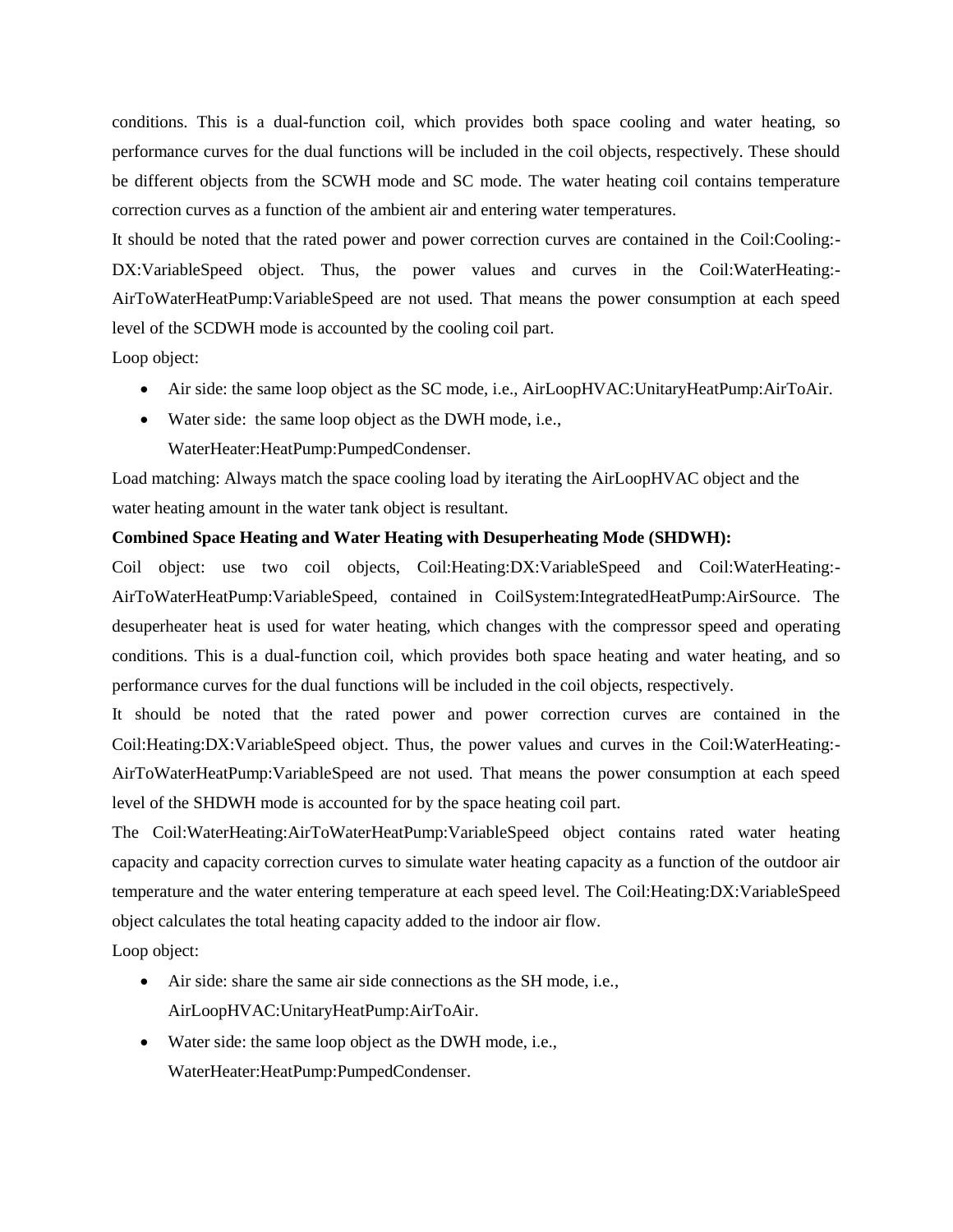conditions. This is a dual-function coil, which provides both space cooling and water heating, so performance curves for the dual functions will be included in the coil objects, respectively. These should be different objects from the SCWH mode and SC mode. The water heating coil contains temperature correction curves as a function of the ambient air and entering water temperatures.

It should be noted that the rated power and power correction curves are contained in the Coil:Cooling:DX:VariableSpeed object. Thus, the power values and curves in the Coil:WaterHeating:AirToWaterHeatPump:VariableSpeed are not used. That means the power consumption at each speed level of the SCDWH mode is accounted by the cooling coil part.

Loop object:

- Air side: the same loop object as the SC mode, i.e., AirLoopHVAC:UnitaryHeatPump:AirToAir.
- Water side: the same loop object as the DWH mode, i.e., WaterHeater:HeatPump:PumpedCondenser.

Load matching: Always match the space cooling load by iterating the AirLoopHVAC object and the water heating amount in the water tank object is resultant.

**Combined Space Heating and Water Heating with Desuperheating Mode (SHDWH):**

Coil object: use two coil objects, Coil:Heating:DX:VariableSpeed and Coil:WaterHeating:AirToWaterHeatPump:VariableSpeed, contained in CoilSystem:IntegratedHeatPump:AirSource. The desuperheater heat is used for water heating, which changes with the compressor speed and operating conditions. This is a dual-function coil, which provides both space heating and water heating, and so performance curves for the dual functions will be included in the coil objects, respectively.

It should be noted that the rated power and power correction curves are contained in the Coil:Heating:DX:VariableSpeed object. Thus, the power values and curves in the Coil:WaterHeating:AirToWaterHeatPump:VariableSpeed are not used. That means the power consumption at each speed level of the SHDWH mode is accounted for by the space heating coil part.

The Coil:WaterHeating:AirToWaterHeatPump:VariableSpeed object contains rated water heating capacity and capacity correction curves to simulate water heating capacity as a function of the outdoor air temperature and the water entering temperature at each speed level. The Coil:Heating:DX:VariableSpeed object calculates the total heating capacity added to the indoor air flow.

Loop object:

- Air side: share the same air side connections as the SH mode, i.e., AirLoopHVAC:UnitaryHeatPump:AirToAir.
- Water side: the same loop object as the DWH mode, i.e., WaterHeater:HeatPump:PumpedCondenser.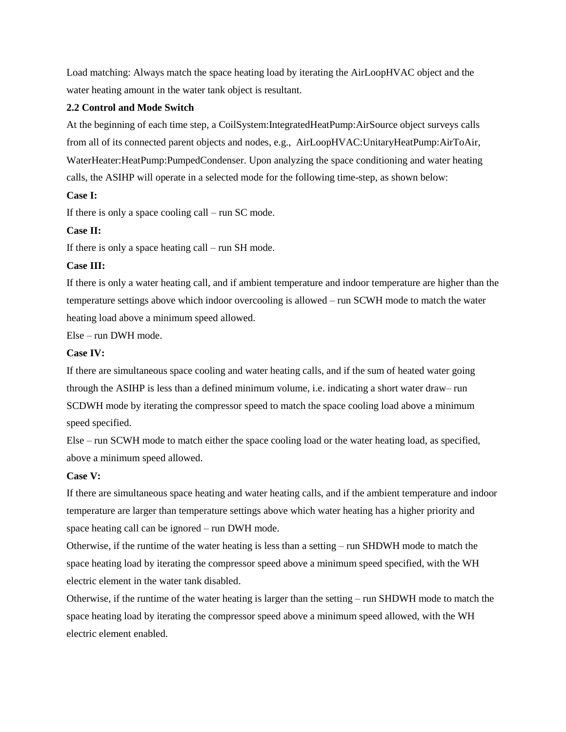Load matching: Always match the space heating load by iterating the AirLoopHVAC object and the water heating amount in the water tank object is resultant.

**2.2 Control and Mode Switch**

At the beginning of each time step, a CoilSystem:IntegratedHeatPump:AirSource object surveys calls from all of its connected parent objects and nodes, e.g., AirLoopHVAC:UnitaryHeatPump:AirToAir, WaterHeater:HeatPump:PumpedCondenser. Upon analyzing the space conditioning and water heating calls, the ASIHP will operate in a selected mode for the following time-step, as shown below:

**Case I:**

If there is only a space cooling call – run SC mode.

**Case II:**

If there is only a space heating call – run SH mode.

**Case III:**

If there is only a water heating call, and if ambient temperature and indoor temperature are higher than the temperature settings above which indoor overcooling is allowed – run SCWH mode to match the water heating load above a minimum speed allowed.

Else – run DWH mode.

**Case IV:**

If there are simultaneous space cooling and water heating calls, and if the sum of heated water going through the ASIHP is less than a defined minimum volume, i.e. indicating a short water draw– run SCDWH mode by iterating the compressor speed to match the space cooling load above a minimum speed specified.

Else – run SCWH mode to match either the space cooling load or the water heating load, as specified, above a minimum speed allowed.

**Case V:**

If there are simultaneous space heating and water heating calls, and if the ambient temperature and indoor temperature are larger than temperature settings above which water heating has a higher priority and space heating call can be ignored – run DWH mode.

Otherwise, if the runtime of the water heating is less than a setting – run SHDWH mode to match the space heating load by iterating the compressor speed above a minimum speed specified, with the WH electric element in the water tank disabled.

Otherwise, if the runtime of the water heating is larger than the setting – run SHDWH mode to match the space heating load by iterating the compressor speed above a minimum speed allowed, with the WH electric element enabled.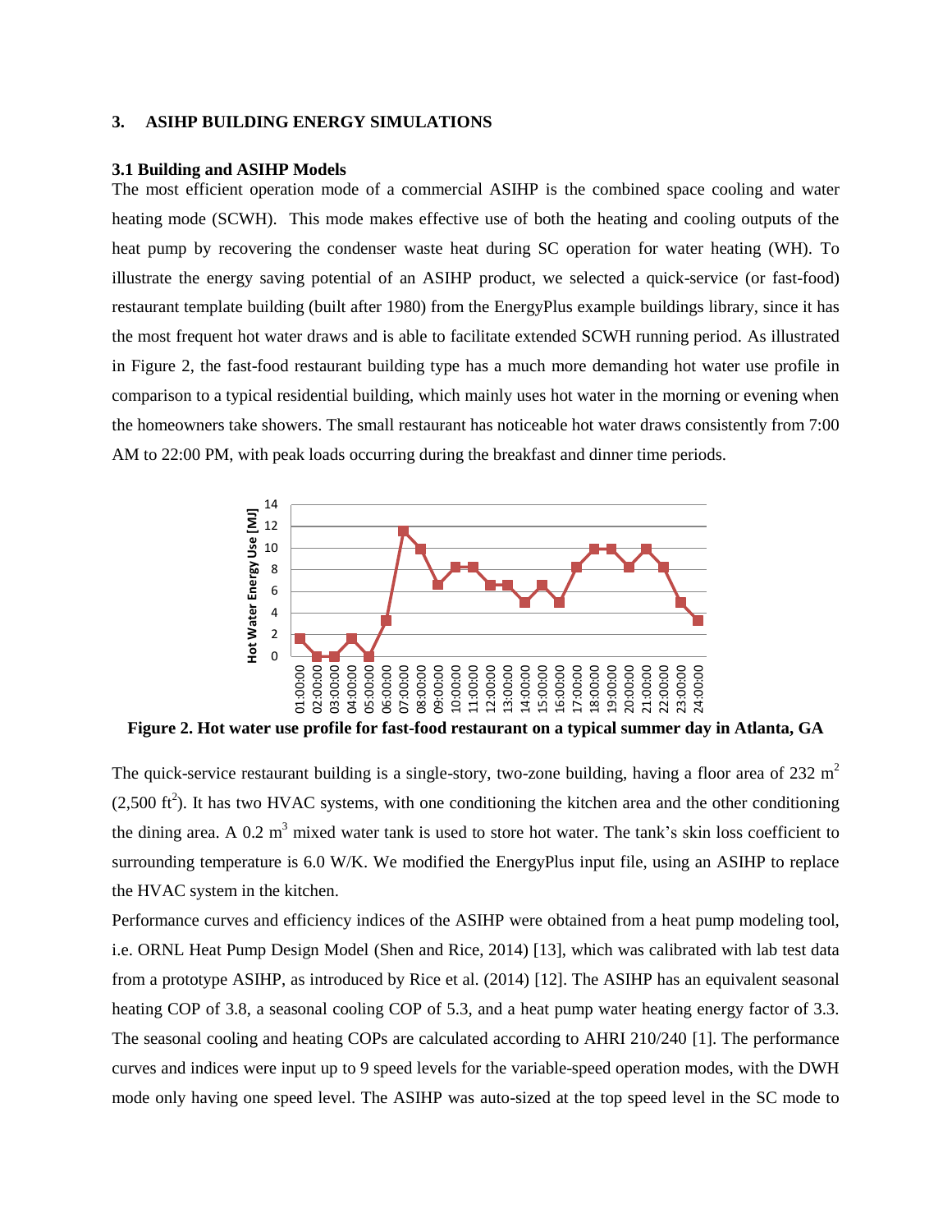## 3. ASIHP BUILDING ENERGY SIMULATIONS

### 3.1 Building and ASIHP Models

The most efficient operation mode of a commercial ASIHP is the combined space cooling and water heating mode (SCWH). This mode makes effective use of both the heating and cooling outputs of the heat pump by recovering the condenser waste heat during SC operation for water heating (WH). To illustrate the energy saving potential of an ASIHP product, we selected a quick-service (or fast-food) restaurant template building (built after 1980) from the EnergyPlus example buildings library, since it has the most frequent hot water draws and is able to facilitate extended SCWH running period. As illustrated in Figure 2, the fast-food restaurant building type has a much more demanding hot water use profile in comparison to a typical residential building, which mainly uses hot water in the morning or evening when the homeowners take showers. The small restaurant has noticeable hot water draws consistently from 7:00 AM to 22:00 PM, with peak loads occurring during the breakfast and dinner time periods.

**Figure 2. Hot water use profile for fast-food restaurant on a typical summer day in Atlanta, GA**

The quick-service restaurant building is a single-story, two-zone building, having a floor area of 232 $m^2$ (2,500 $ft^2$). It has two HVAC systems, with one conditioning the kitchen area and the other conditioning the dining area. A 0.2 $m^3$ mixed water tank is used to store hot water. The tank's skin loss coefficient to surrounding temperature is 6.0 W/K. We modified the EnergyPlus input file, using an ASIHP to replace the HVAC system in the kitchen.

Performance curves and efficiency indices of the ASIHP were obtained from a heat pump modeling tool, i.e. ORNL Heat Pump Design Model (Shen and Rice, 2014) [13], which was calibrated with lab test data from a prototype ASIHP, as introduced by Rice et al. (2014) [12]. The ASIHP has an equivalent seasonal heating COP of 3.8, a seasonal cooling COP of 5.3, and a heat pump water heating energy factor of 3.3. The seasonal cooling and heating COPs are calculated according to AHRI 210/240 [1]. The performance curves and indices were input up to 9 speed levels for the variable-speed operation modes, with the DWH mode only having one speed level. The ASIHP was auto-sized at the top speed level in the SC mode to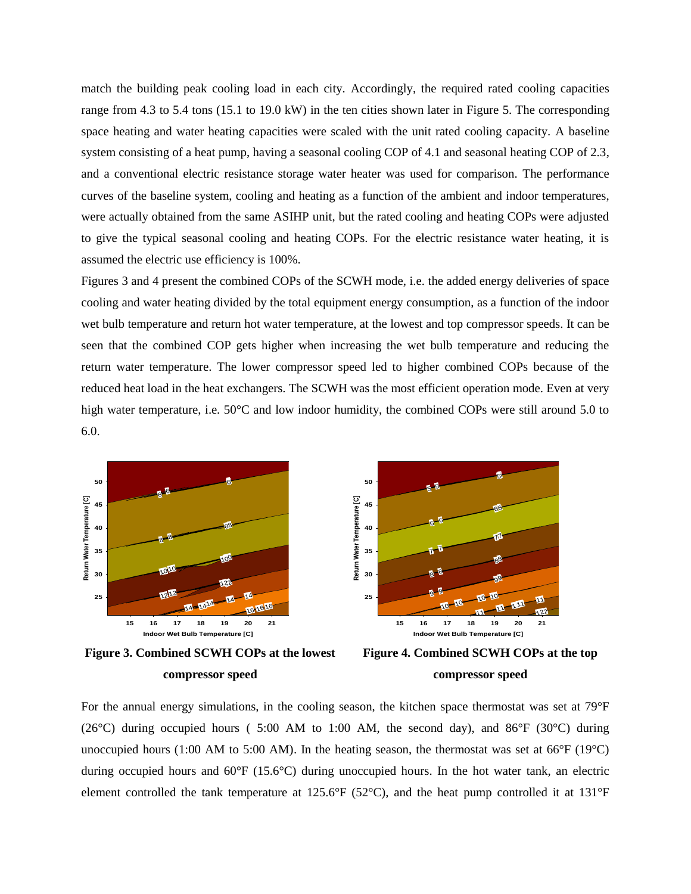match the building peak cooling load in each city. Accordingly, the required rated cooling capacities range from 4.3 to 5.4 tons (15.1 to 19.0 kW) in the ten cities shown later in Figure 5. The corresponding space heating and water heating capacities were scaled with the unit rated cooling capacity. A baseline system consisting of a heat pump, having a seasonal cooling COP of 4.1 and seasonal heating COP of 2.3, and a conventional electric resistance storage water heater was used for comparison. The performance curves of the baseline system, cooling and heating as a function of the ambient and indoor temperatures, were actually obtained from the same ASIHP unit, but the rated cooling and heating COPs were adjusted to give the typical seasonal cooling and heating COPs. For the electric resistance water heating, it is assumed the electric use efficiency is 100%.

Figures 3 and 4 present the combined COPs of the SCWH mode, i.e. the added energy deliveries of space cooling and water heating divided by the total equipment energy consumption, as a function of the indoor wet bulb temperature and return hot water temperature, at the lowest and top compressor speeds. It can be seen that the combined COP gets higher when increasing the wet bulb temperature and reducing the return water temperature. The lower compressor speed led to higher combined COPs because of the reduced heat load in the heat exchangers. The SCWH was the most efficient operation mode. Even at very high water temperature, i.e. 50°C and low indoor humidity, the combined COPs were still around 5.0 to 6.0.

**Figure 3. Combined SCWH COPs at the lowest compressor speed**

**Figure 4. Combined SCWH COPs at the top compressor speed**

For the annual energy simulations, in the cooling season, the kitchen space thermostat was set at 79°F (26°C) during occupied hours ( 5:00 AM to 1:00 AM, the second day), and 86°F (30°C) during unoccupied hours (1:00 AM to 5:00 AM). In the heating season, the thermostat was set at 66°F (19°C) during occupied hours and 60°F (15.6°C) during unoccupied hours. In the hot water tank, an electric element controlled the tank temperature at 125.6°F (52°C), and the heat pump controlled it at 131°F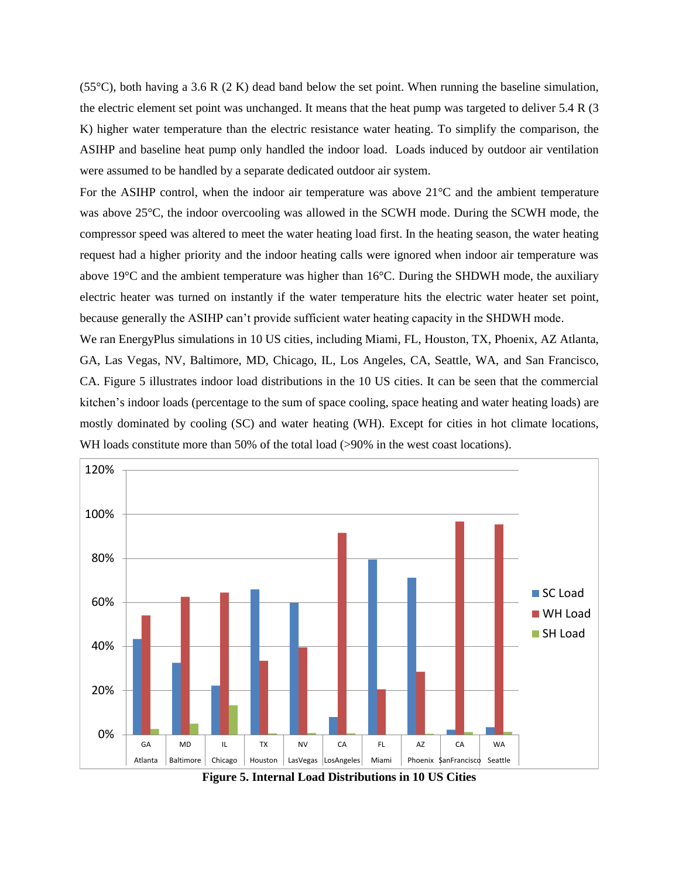(55°C), both having a 3.6 R (2 K) dead band below the set point. When running the baseline simulation, the electric element set point was unchanged. It means that the heat pump was targeted to deliver 5.4 R (3 K) higher water temperature than the electric resistance water heating. To simplify the comparison, the ASIHP and baseline heat pump only handled the indoor load. Loads induced by outdoor air ventilation were assumed to be handled by a separate dedicated outdoor air system.

For the ASIHP control, when the indoor air temperature was above 21°C and the ambient temperature was above 25°C, the indoor overcooling was allowed in the SCWH mode. During the SCWH mode, the compressor speed was altered to meet the water heating load first. In the heating season, the water heating request had a higher priority and the indoor heating calls were ignored when indoor air temperature was above 19°C and the ambient temperature was higher than 16°C. During the SHDWH mode, the auxiliary electric heater was turned on instantly if the water temperature hits the electric water heater set point, because generally the ASIHP can't provide sufficient water heating capacity in the SHDWH mode.

We ran EnergyPlus simulations in 10 US cities, including Miami, FL, Houston, TX, Phoenix, AZ Atlanta, GA, Las Vegas, NV, Baltimore, MD, Chicago, IL, Los Angeles, CA, Seattle, WA, and San Francisco, CA. Figure 5 illustrates indoor load distributions in the 10 US cities. It can be seen that the commercial kitchen's indoor loads (percentage to the sum of space cooling, space heating and water heating loads) are mostly dominated by cooling (SC) and water heating (WH). Except for cities in hot climate locations, WH loads constitute more than 50% of the total load (>90% in the west coast locations).

**Figure 5. Internal Load Distributions in 10 US Cities**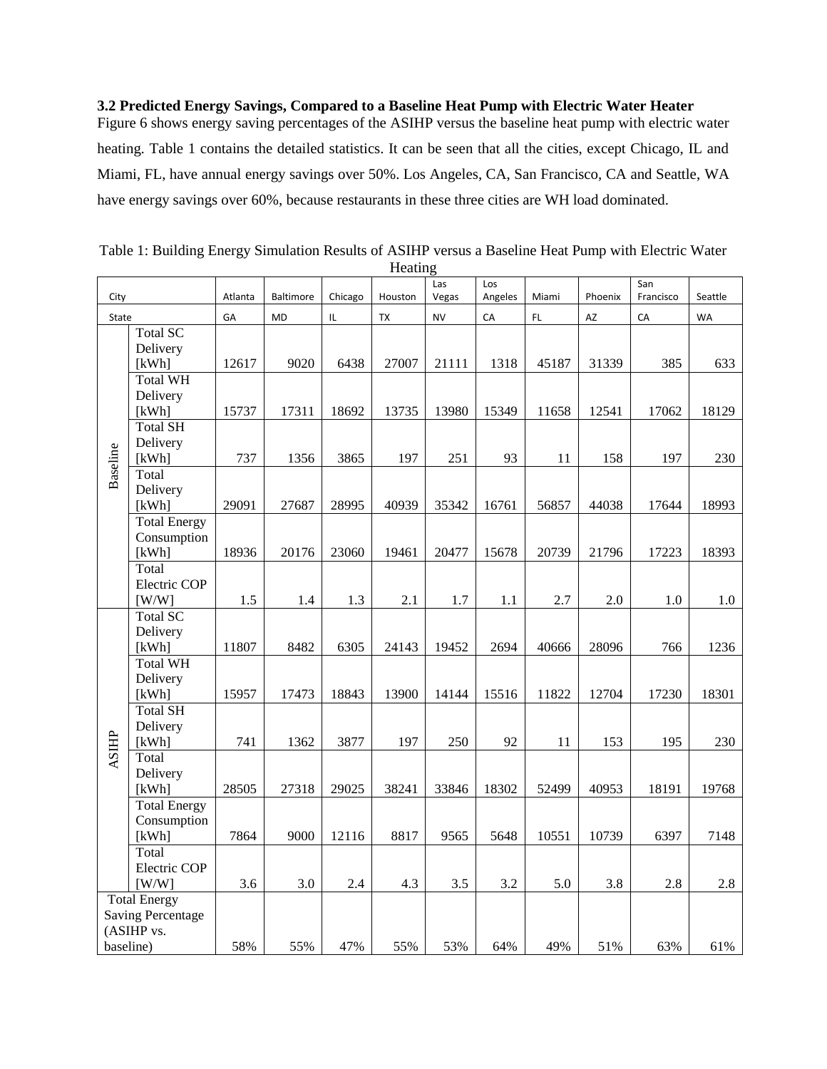### 3.2 Predicted Energy Savings, Compared to a Baseline Heat Pump with Electric Water Heater

Figure 6 shows energy saving percentages of the ASIHP versus the baseline heat pump with electric water heating. Table 1 contains the detailed statistics. It can be seen that all the cities, except Chicago, IL and Miami, FL, have annual energy savings over 50%. Los Angeles, CA, San Francisco, CA and Seattle, WA have energy savings over 60%, because restaurants in these three cities are WH load dominated.

Table 1: Building Energy Simulation Results of ASIHP versus a Baseline Heat Pump with Electric Water Heating

| City | | Atlanta | Baltimore | Chicago | Houston | Las Vegas | Los Angeles | Miami | Phoenix | San Francisco | Seattle |
|---|---|---|---|---|---|---|---|---|---|---|---|
| State | | GA | MD | IL | TX | NV | CA | FL | AZ | CA | WA |
| Baseline | Total SC Delivery [kWh] | 12617 | 9020 | 6438 | 27007 | 21111 | 1318 | 45187 | 31339 | 385 | 633 |
| | Total WH Delivery [kWh] | 15737 | 17311 | 18692 | 13735 | 13980 | 15349 | 11658 | 12541 | 17062 | 18129 |
| | Total SH Delivery [kWh] | 737 | 1356 | 3865 | 197 | 251 | 93 | 11 | 158 | 197 | 230 |
| | Total Delivery [kWh] | 29091 | 27687 | 28995 | 40939 | 35342 | 16761 | 56857 | 44038 | 17644 | 18993 |
| | Total Energy Consumption [kWh] | 18936 | 20176 | 23060 | 19461 | 20477 | 15678 | 20739 | 21796 | 17223 | 18393 |
| | Total Electric COP [W/W] | 1.5 | 1.4 | 1.3 | 2.1 | 1.7 | 1.1 | 2.7 | 2.0 | 1.0 | 1.0 |
| ASIHP | Total SC Delivery [kWh] | 11807 | 8482 | 6305 | 24143 | 19452 | 2694 | 40666 | 28096 | 766 | 1236 |
| | Total WH Delivery [kWh] | 15957 | 17473 | 18843 | 13900 | 14144 | 15516 | 11822 | 12704 | 17230 | 18301 |
| | Total SH Delivery [kWh] | 741 | 1362 | 3877 | 197 | 250 | 92 | 11 | 153 | 195 | 230 |
| | Total Delivery [kWh] | 28505 | 27318 | 29025 | 38241 | 33846 | 18302 | 52499 | 40953 | 18191 | 19768 |
| | Total Energy Consumption [kWh] | 7864 | 9000 | 12116 | 8817 | 9565 | 5648 | 10551 | 10739 | 6397 | 7148 |
| | Total Electric COP [W/W] | 3.6 | 3.0 | 2.4 | 4.3 | 3.5 | 3.2 | 5.0 | 3.8 | 2.8 | 2.8 |
| Total Energy Saving Percentage (ASIHP vs. baseline) | | 58% | 55% | 47% | 55% | 53% | 64% | 49% | 51% | 63% | 61% |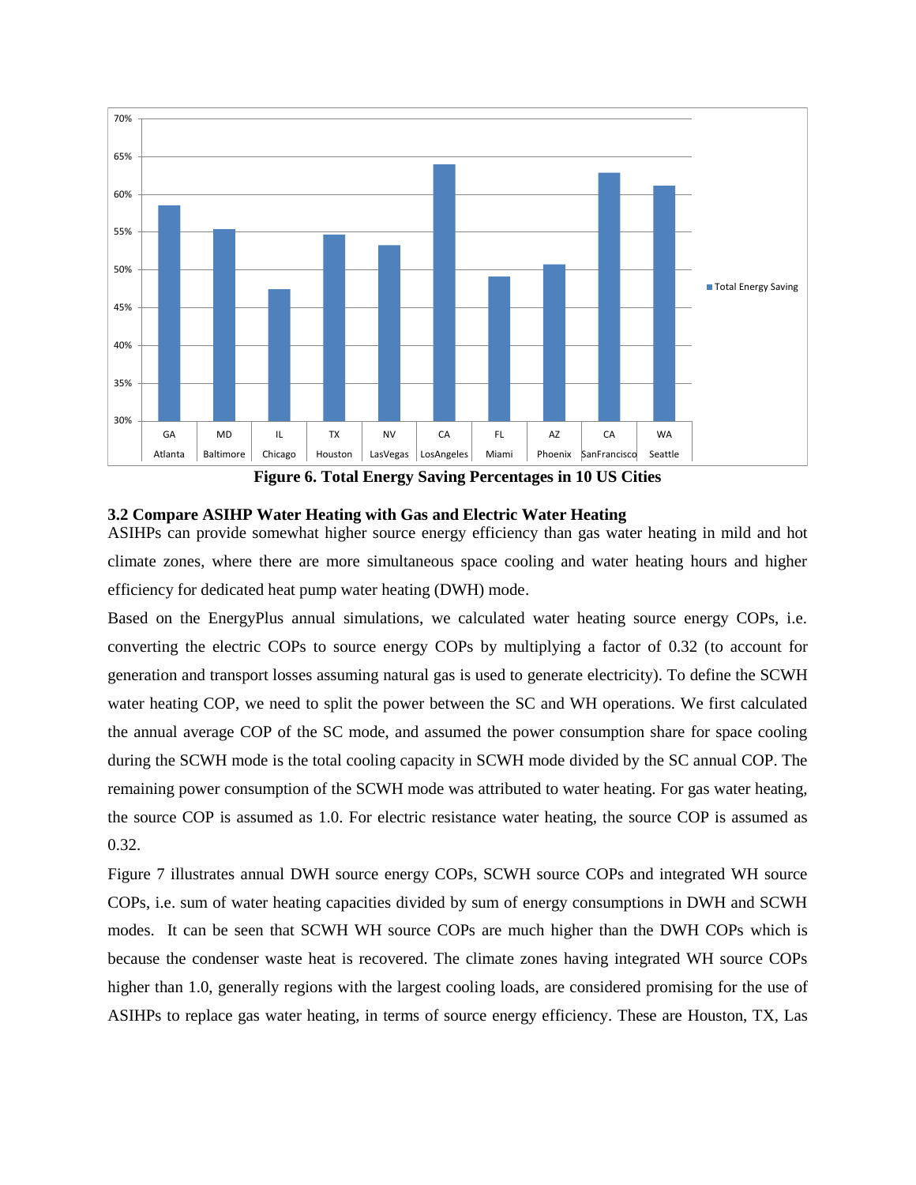**Figure 6. Total Energy Saving Percentages in 10 US Cities**

### 3.2 Compare ASIHP Water Heating with Gas and Electric Water Heating

ASIHPs can provide somewhat higher source energy efficiency than gas water heating in mild and hot climate zones, where there are more simultaneous space cooling and water heating hours and higher efficiency for dedicated heat pump water heating (DWH) mode.

Based on the EnergyPlus annual simulations, we calculated water heating source energy COPs, i.e. converting the electric COPs to source energy COPs by multiplying a factor of 0.32 (to account for generation and transport losses assuming natural gas is used to generate electricity). To define the SCWH water heating COP, we need to split the power between the SC and WH operations. We first calculated the annual average COP of the SC mode, and assumed the power consumption share for space cooling during the SCWH mode is the total cooling capacity in SCWH mode divided by the SC annual COP. The remaining power consumption of the SCWH mode was attributed to water heating. For gas water heating, the source COP is assumed as 1.0. For electric resistance water heating, the source COP is assumed as 0.32.

Figure 7 illustrates annual DWH source energy COPs, SCWH source COPs and integrated WH source COPs, i.e. sum of water heating capacities divided by sum of energy consumptions in DWH and SCWH modes. It can be seen that SCWH WH source COPs are much higher than the DWH COPs which is because the condenser waste heat is recovered. The climate zones having integrated WH source COPs higher than 1.0, generally regions with the largest cooling loads, are considered promising for the use of ASIHPs to replace gas water heating, in terms of source energy efficiency. These are Houston, TX, Las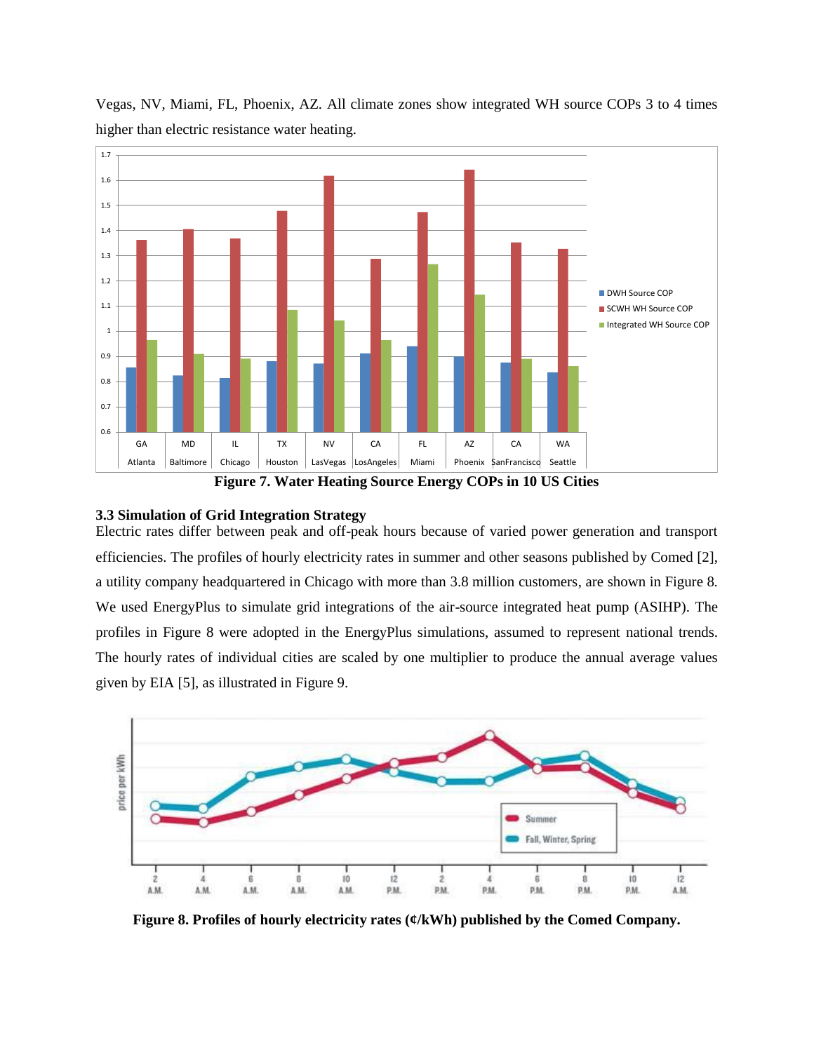Vegas, NV, Miami, FL, Phoenix, AZ. All climate zones show integrated WH source COPs 3 to 4 times higher than electric resistance water heating.

**Figure 7. Water Heating Source Energy COPs in 10 US Cities**

### 3.3 Simulation of Grid Integration Strategy

Electric rates differ between peak and off-peak hours because of varied power generation and transport efficiencies. The profiles of hourly electricity rates in summer and other seasons published by Comed [2], a utility company headquartered in Chicago with more than 3.8 million customers, are shown in Figure 8. We used EnergyPlus to simulate grid integrations of the air-source integrated heat pump (ASIHP). The profiles in Figure 8 were adopted in the EnergyPlus simulations, assumed to represent national trends. The hourly rates of individual cities are scaled by one multiplier to produce the annual average values given by EIA [5], as illustrated in Figure 9.

**Figure 8. Profiles of hourly electricity rates (¢/kWh) published by the Comed Company.**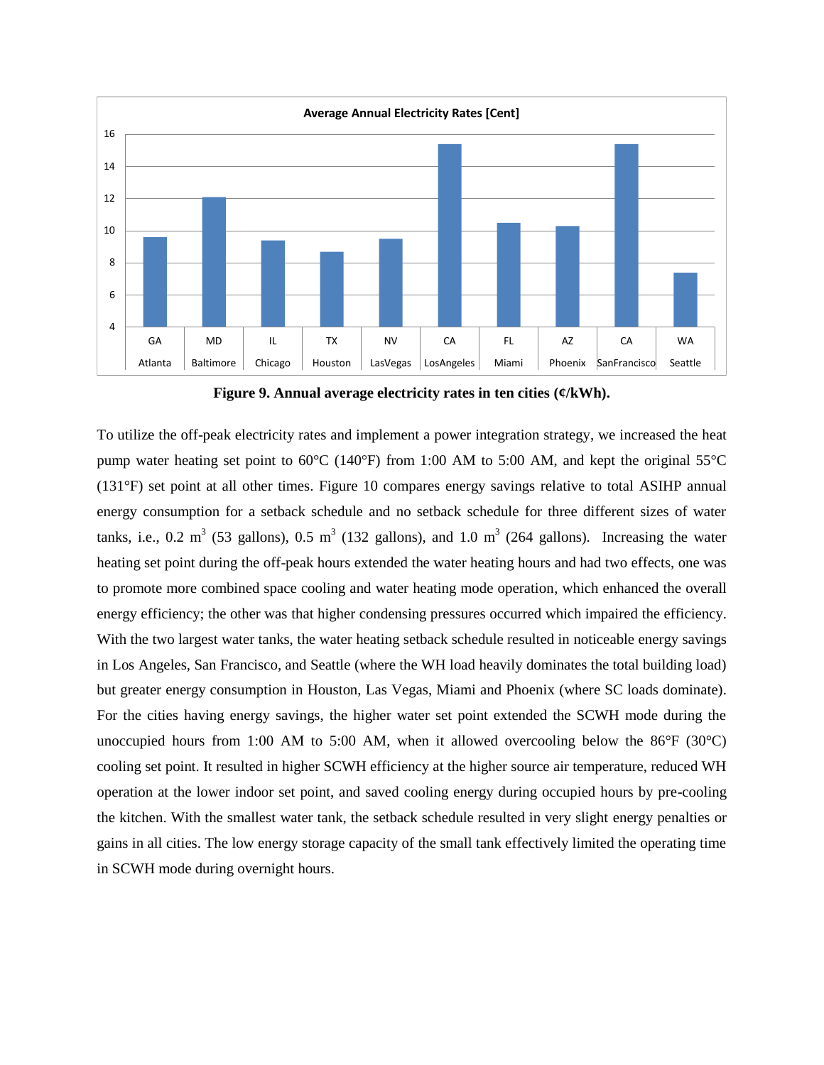**Figure 9. Annual average electricity rates in ten cities (¢/kWh).**

To utilize the off-peak electricity rates and implement a power integration strategy, we increased the heat pump water heating set point to 60°C (140°F) from 1:00 AM to 5:00 AM, and kept the original 55°C (131°F) set point at all other times. Figure 10 compares energy savings relative to total ASIHP annual energy consumption for a setback schedule and no setback schedule for three different sizes of water tanks, i.e., 0.2 $m^3$ (53 gallons), 0.5 $m^3$ (132 gallons), and 1.0 $m^3$ (264 gallons). Increasing the water heating set point during the off-peak hours extended the water heating hours and had two effects, one was to promote more combined space cooling and water heating mode operation, which enhanced the overall energy efficiency; the other was that higher condensing pressures occurred which impaired the efficiency. With the two largest water tanks, the water heating setback schedule resulted in noticeable energy savings in Los Angeles, San Francisco, and Seattle (where the WH load heavily dominates the total building load) but greater energy consumption in Houston, Las Vegas, Miami and Phoenix (where SC loads dominate). For the cities having energy savings, the higher water set point extended the SCWH mode during the unoccupied hours from 1:00 AM to 5:00 AM, when it allowed overcooling below the 86°F (30°C) cooling set point. It resulted in higher SCWH efficiency at the higher source air temperature, reduced WH operation at the lower indoor set point, and saved cooling energy during occupied hours by pre-cooling the kitchen. With the smallest water tank, the setback schedule resulted in very slight energy penalties or gains in all cities. The low energy storage capacity of the small tank effectively limited the operating time in SCWH mode during overnight hours.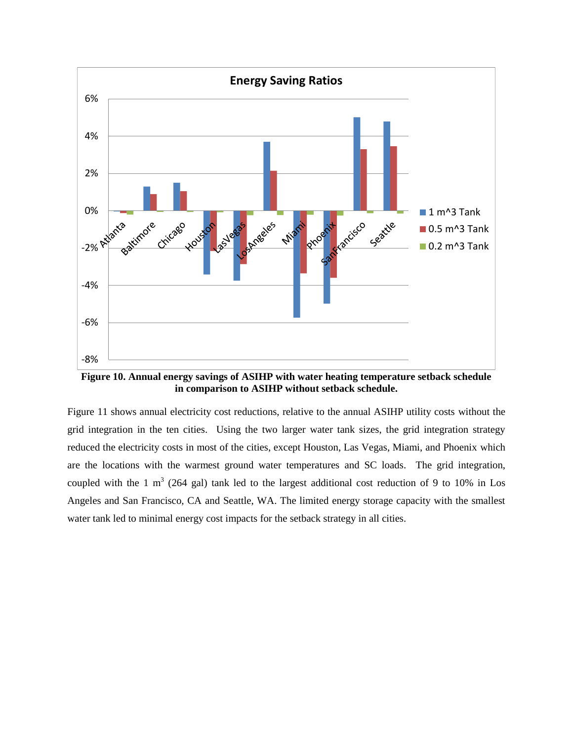Figure 10. **Annual energy savings of ASIHP with water heating temperature setback schedule in comparison to ASIHP without setback schedule.**

Figure 11 shows annual electricity cost reductions, relative to the annual ASIHP utility costs without the grid integration in the ten cities. Using the two larger water tank sizes, the grid integration strategy reduced the electricity costs in most of the cities, except Houston, Las Vegas, Miami, and Phoenix which are the locations with the warmest ground water temperatures and SC loads. The grid integration, coupled with the 1 $m^3$ (264 gal) tank led to the largest additional cost reduction of 9 to 10% in Los Angeles and San Francisco, CA and Seattle, WA. The limited energy storage capacity with the smallest water tank led to minimal energy cost impacts for the setback strategy in all cities.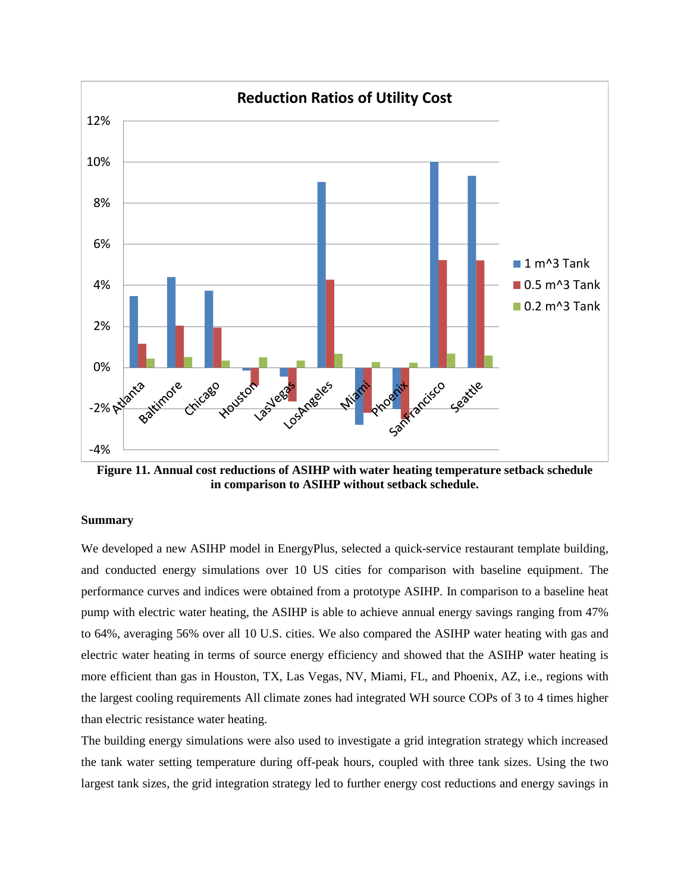**Figure 11. Annual cost reductions of ASIHP with water heating temperature setback schedule in comparison to ASIHP without setback schedule.**

**Summary**

We developed a new ASIHP model in EnergyPlus, selected a quick-service restaurant template building, and conducted energy simulations over 10 US cities for comparison with baseline equipment. The performance curves and indices were obtained from a prototype ASIHP. In comparison to a baseline heat pump with electric water heating, the ASIHP is able to achieve annual energy savings ranging from 47% to 64%, averaging 56% over all 10 U.S. cities. We also compared the ASIHP water heating with gas and electric water heating in terms of source energy efficiency and showed that the ASIHP water heating is more efficient than gas in Houston, TX, Las Vegas, NV, Miami, FL, and Phoenix, AZ, i.e., regions with the largest cooling requirements All climate zones had integrated WH source COPs of 3 to 4 times higher than electric resistance water heating.

The building energy simulations were also used to investigate a grid integration strategy which increased the tank water setting temperature during off-peak hours, coupled with three tank sizes. Using the two largest tank sizes, the grid integration strategy led to further energy cost reductions and energy savings in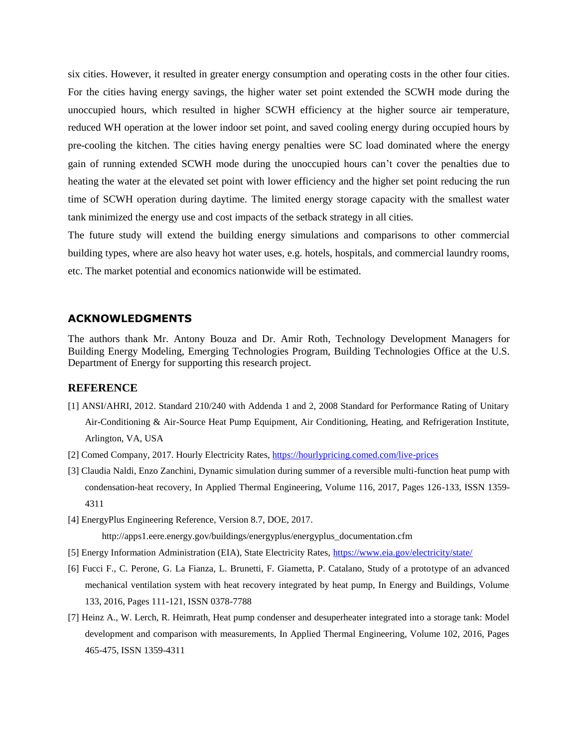six cities. However, it resulted in greater energy consumption and operating costs in the other four cities. For the cities having energy savings, the higher water set point extended the SCWH mode during the unoccupied hours, which resulted in higher SCWH efficiency at the higher source air temperature, reduced WH operation at the lower indoor set point, and saved cooling energy during occupied hours by pre-cooling the kitchen. The cities having energy penalties were SC load dominated where the energy gain of running extended SCWH mode during the unoccupied hours can't cover the penalties due to heating the water at the elevated set point with lower efficiency and the higher set point reducing the run time of SCWH operation during daytime. The limited energy storage capacity with the smallest water tank minimized the energy use and cost impacts of the setback strategy in all cities.

The future study will extend the building energy simulations and comparisons to other commercial building types, where are also heavy hot water uses, e.g. hotels, hospitals, and commercial laundry rooms, etc. The market potential and economics nationwide will be estimated.

## ACKNOWLEDGMENTS

The authors thank Mr. Antony Bouza and Dr. Amir Roth, Technology Development Managers for Building Energy Modeling, Emerging Technologies Program, Building Technologies Office at the U.S. Department of Energy for supporting this research project.

## REFERENCE

[1] ANSI/AHRI, 2012. Standard 210/240 with Addenda 1 and 2, 2008 Standard for Performance Rating of Unitary Air-Conditioning & Air-Source Heat Pump Equipment, Air Conditioning, Heating, and Refrigeration Institute, Arlington, VA, USA

[2] Comed Company, 2017. Hourly Electricity Rates, https://hourlypricing.comed.com/live-prices

[3] Claudia Naldi, Enzo Zanchini, Dynamic simulation during summer of a reversible multi-function heat pump with condensation-heat recovery, In Applied Thermal Engineering, Volume 116, 2017, Pages 126-133, ISSN 1359-4311

[4] EnergyPlus Engineering Reference, Version 8.7, DOE, 2017.
http://apps1.eere.energy.gov/buildings/energyplus/energyplus_documentation.cfm

[5] Energy Information Administration (EIA), State Electricity Rates, https://www.eia.gov/electricity/state/

[6] Fucci F., C. Perone, G. La Fianza, L. Brunetti, F. Giametta, P. Catalano, Study of a prototype of an advanced mechanical ventilation system with heat recovery integrated by heat pump, In Energy and Buildings, Volume 133, 2016, Pages 111-121, ISSN 0378-7788

[7] Heinz A., W. Lerch, R. Heimrath, Heat pump condenser and desuperheater integrated into a storage tank: Model development and comparison with measurements, In Applied Thermal Engineering, Volume 102, 2016, Pages 465-475, ISSN 1359-4311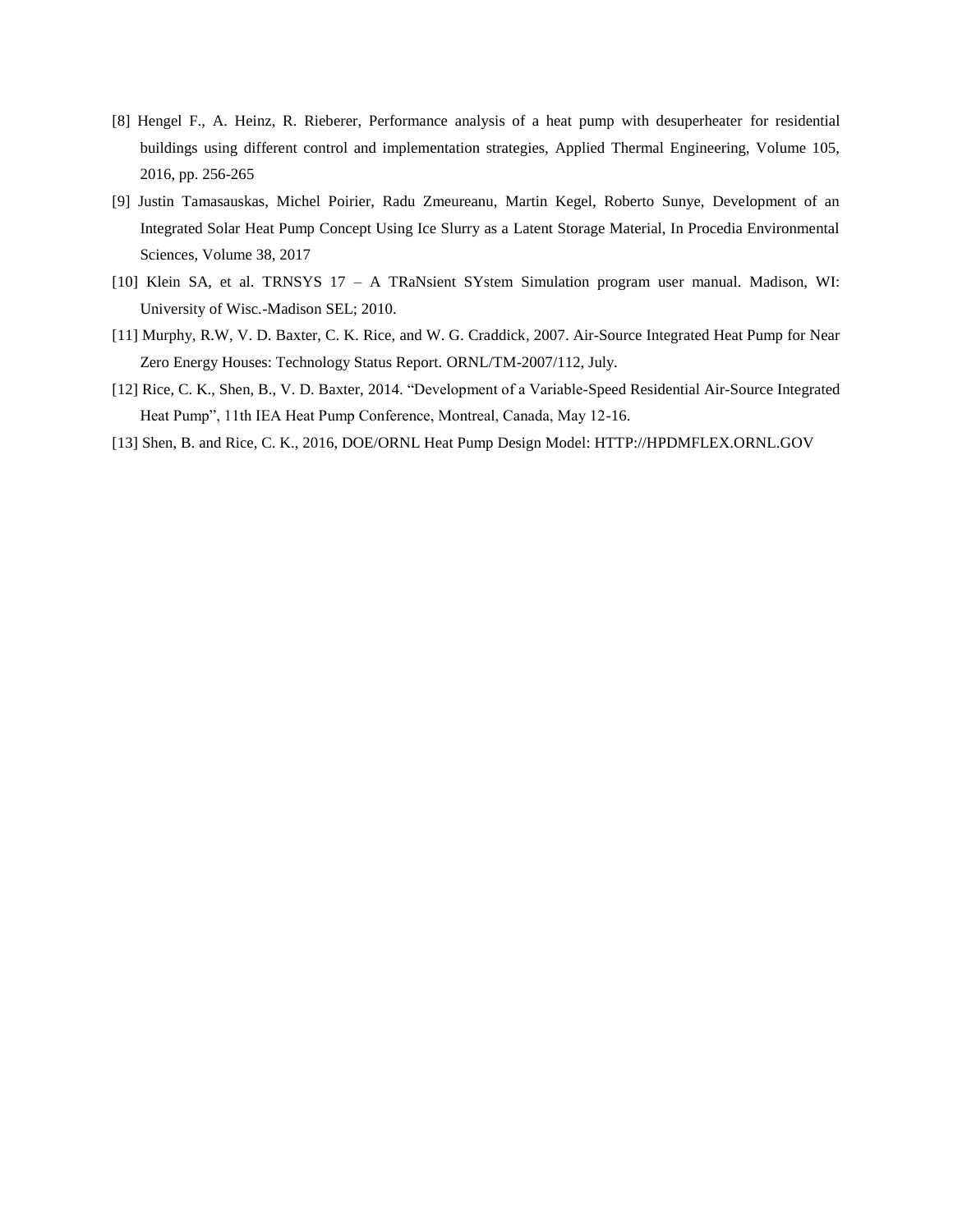[8] Hengel F., A. Heinz, R. Rieberer, Performance analysis of a heat pump with desuperheater for residential buildings using different control and implementation strategies, Applied Thermal Engineering, Volume 105, 2016, pp. 256-265

[9] Justin Tamasauskas, Michel Poirier, Radu Zmeureanu, Martin Kegel, Roberto Sunye, Development of an Integrated Solar Heat Pump Concept Using Ice Slurry as a Latent Storage Material, In Procedia Environmental Sciences, Volume 38, 2017

[10] Klein SA, et al. TRNSYS 17 – A TRaNsient SYstem Simulation program user manual. Madison, WI: University of Wisc.-Madison SEL; 2010.

[11] Murphy, R.W, V. D. Baxter, C. K. Rice, and W. G. Craddick, 2007. Air-Source Integrated Heat Pump for Near Zero Energy Houses: Technology Status Report. ORNL/TM-2007/112, July.

[12] Rice, C. K., Shen, B., V. D. Baxter, 2014. "Development of a Variable-Speed Residential Air-Source Integrated Heat Pump", 11th IEA Heat Pump Conference, Montreal, Canada, May 12-16.

[13] Shen, B. and Rice, C. K., 2016, DOE/ORNL Heat Pump Design Model: HTTP://HPDMFLEX.ORNL.GOV